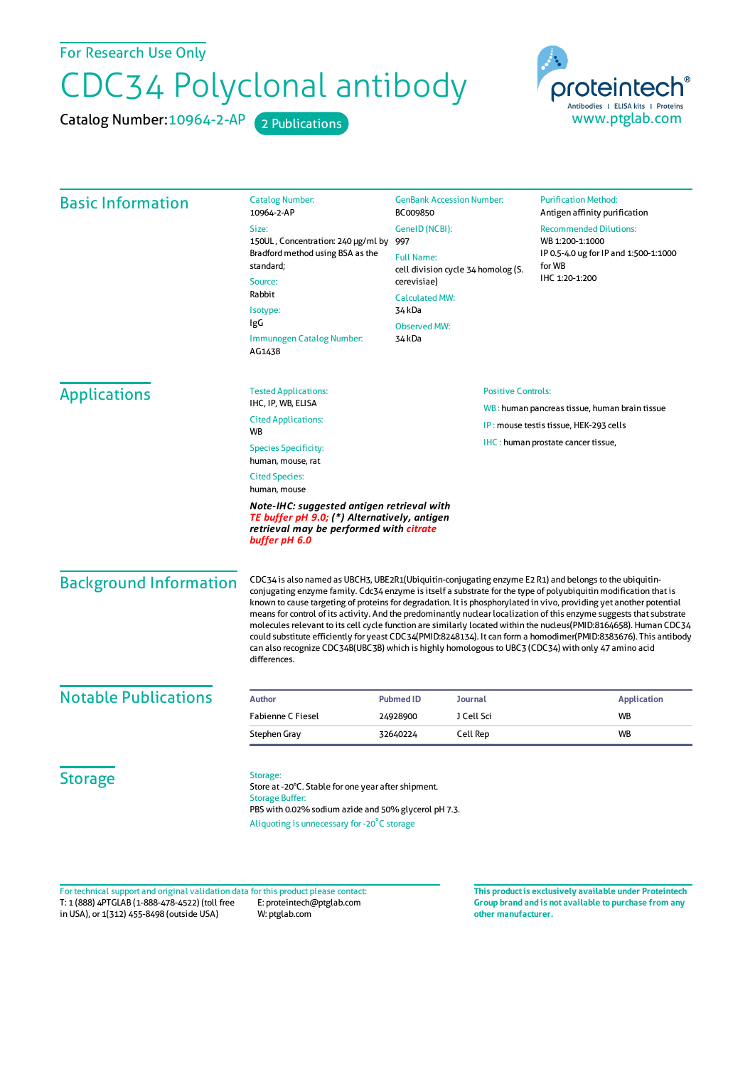For Research Use Only

# CDC34 Polyclonal antibody

Catalog Number: 10964-2-AP    2 Publications

proteintech® Antibodies | ELISA kits | Proteins
www.ptglab.com

## Basic Information

**Catalog Number:**
10964-2-AP

**Size:**
150UL , Concentration: 240 μg/ml by Bradford method using BSA as the standard;

**Source:**
Rabbit

**Isotype:**
IgG

**Immunogen Catalog Number:**
AG1438

**GenBank Accession Number:**
BC009850

**GeneID (NCBI):**
997

**Full Name:**
cell division cycle 34 homolog (S. cerevisiae)

**Calculated MW:**
34 kDa

**Observed MW:**
34 kDa

**Purification Method:**
Antigen affinity purification

**Recommended Dilutions:**
WB 1:200-1:1000
IP 0.5-4.0 ug for IP and 1:500-1:1000 for WB
IHC 1:20-1:200

## Applications

**Tested Applications:**
IHC, IP, WB, ELISA

**Cited Applications:**
WB

**Species Specificity:**
human, mouse, rat

**Cited Species:**
human, mouse

***Note-IHC: suggested antigen retrieval with TE buffer pH 9.0; (\*) Alternatively, antigen retrieval may be performed with citrate buffer pH 6.0***

**Positive Controls:**

WB : human pancreas tissue, human brain tissue

IP : mouse testis tissue, HEK-293 cells

IHC : human prostate cancer tissue,

## Background Information

CDC34 is also named as UBCH3, UBE2R1(Ubiquitin-conjugating enzyme E2 R1) and belongs to the ubiquitin-conjugating enzyme family. Cdc34 enzyme is itself a substrate for the type of polyubiquitin modification that is known to cause targeting of proteins for degradation. It is phosphorylated in vivo, providing yet another potential means for control of its activity. And the predominantly nuclear localization of this enzyme suggests that substrate molecules relevant to its cell cycle function are similarly located within the nucleus(PMID:8164658). Human CDC34 could substitute efficiently for yeast CDC34(PMID:8248134). It can form a homodimer(PMID:8383676). This antibody can also recognize CDC34B(UBC3B) which is highly homologous to UBC3 (CDC34) with only 47 amino acid differences.

## Notable Publications

| Author | Pubmed ID | Journal | Application |
|---|---|---|---|
| Fabienne C Fiesel | 24928900 | J Cell Sci | WB |
| Stephen Gray | 32640224 | Cell Rep | WB |

## Storage

**Storage:**
Store at -20°C. Stable for one year after shipment.

**Storage Buffer:**
PBS with 0.02% sodium azide and 50% glycerol pH 7.3.

Aliquoting is unnecessary for -20°C storage

For technical support and original validation data for this product please contact:
T: 1 (888) 4PTGLAB (1-888-478-4522) (toll free in USA), or 1(312) 455-8498 (outside USA)
E: proteintech@ptglab.com
W: ptglab.com

**This product is exclusively available under Proteintech Group brand and is not available to purchase from any other manufacturer.**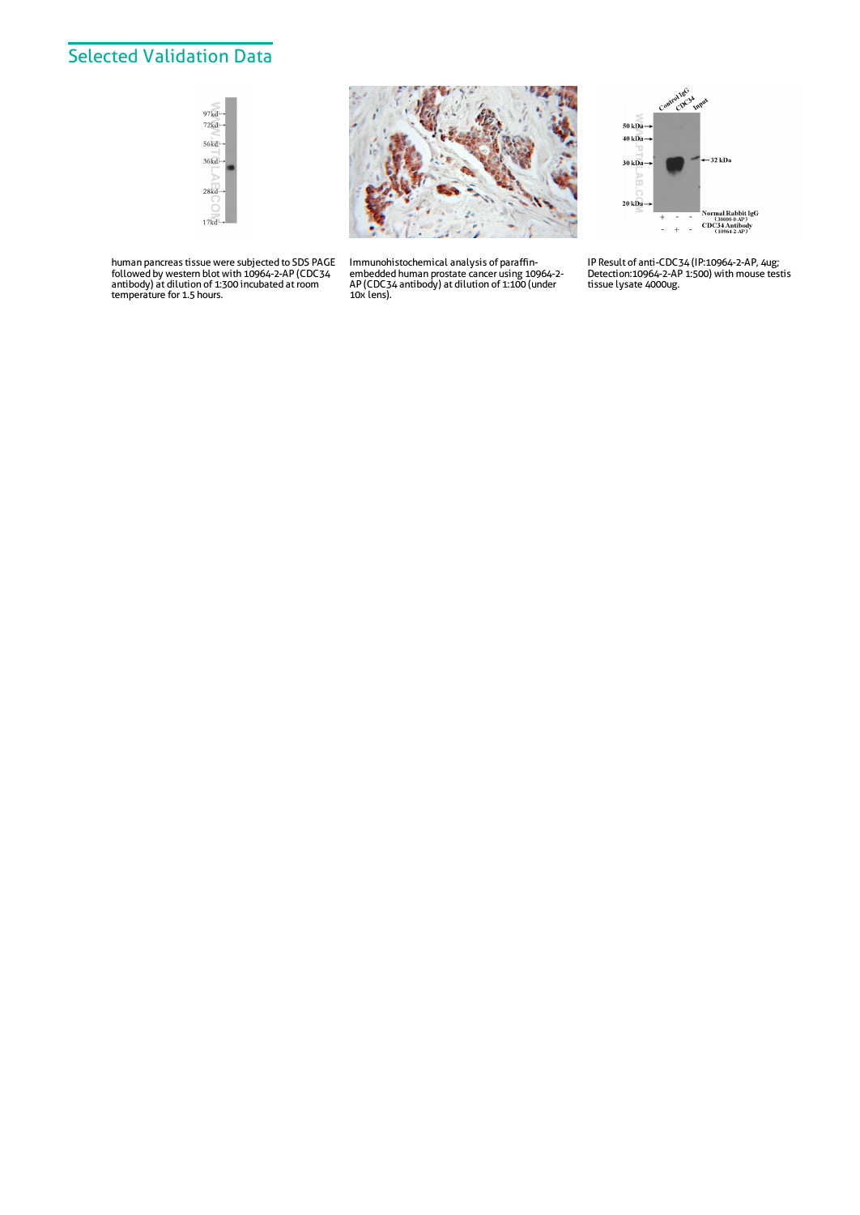## Selected Validation Data

97kd→
72kd→
56kd→
36kd→
28kd→
17kd→

human pancreas tissue were subjected to SDS PAGE followed by western blot with 10964-2-AP (CDC34 antibody) at dilution of 1:300 incubated at room temperature for 1.5 hours.

Immunohistochemical analysis of paraffin-embedded human prostate cancer using 10964-2-AP (CDC34 antibody) at dilution of 1:100 (under 10x lens).

Control IgG
CDC34
Input
50 kDa→
40 kDa→
30 kDa→
20 kDa→
←32 kDa
Normal Rabbit IgG (30000-0-AP) + - -
CDC34 Antibody (10964-2-AP) - + -

IP Result of anti-CDC34 (IP:10964-2-AP, 4ug; Detection:10964-2-AP 1:500) with mouse testis tissue lysate 4000ug.